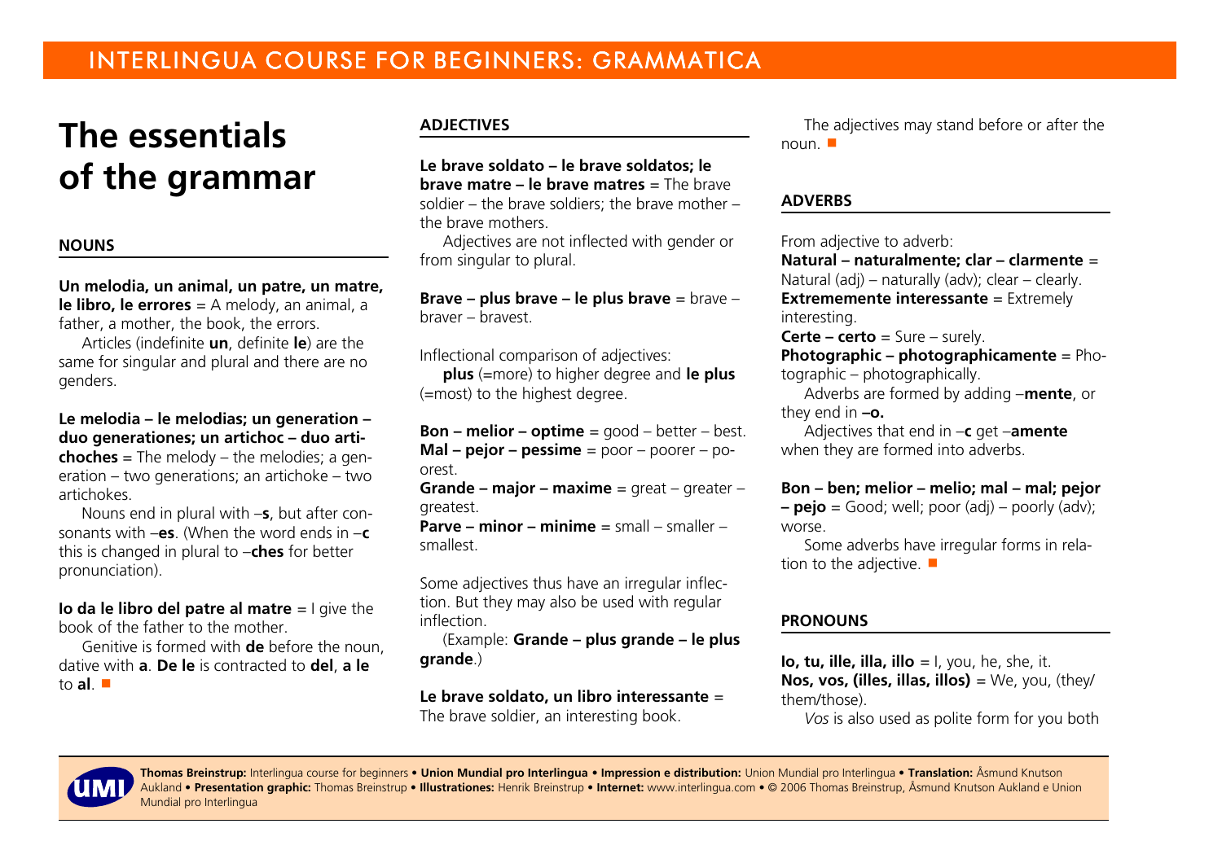# The essentials of the grammar

## NOUNS

**Un melodia, un animal, un patre, un matre, le libro, le errores** = A melody, an animal, a father, a mother, the book, the errors.

Articles (indefinite **un**, definite **le**) are the same for singular and plural and there are no genders.

**Le melodia – le melodias; un generation – duo generationes; un artichoc – duo artichoches** = The melody – the melodies; a generation – two generations; an artichoke – two artichokes.

Nouns end in plural with –**s**, but after consonants with –**es**. (When the word ends in –**c** this is changed in plural to –**ches** for better pronunciation).

**Io da le libro del patre al matre** = I give the book of the father to the mother.

Genitive is formed with **de** before the noun, dative with **a**. **De le** is contracted to **del**, **a le** to **al**.

## ADJECTIVES

**Le brave soldato – le brave soldatos; le brave matre – le brave matres** = The brave soldier – the brave soldiers; the brave mother – the brave mothers.

Adjectives are not inflected with gender or from singular to plural.

**Brave – plus brave – le plus brave** = brave – braver – bravest.

Inflectional comparison of adjectives:

**plus** (=more) to higher degree and **le plus** (=most) to the highest degree.

**Bon – melior – optime** = good – better – best.
**Mal – pejor – pessime** = poor – poorer – poorest.
**Grande – major – maxime** = great – greater – greatest.
**Parve – minor – minime** = small – smaller – smallest.

Some adjectives thus have an irregular inflection. But they may also be used with regular inflection.

(Example: **Grande – plus grande – le plus grande**.)

**Le brave soldato, un libro interessante** = The brave soldier, an interesting book.

The adjectives may stand before or after the noun.

## ADVERBS

From adjective to adverb:
**Natural – naturalmente; clar – clarmente** = Natural (adj) – naturally (adv); clear – clearly.
**Extrememente interessante** = Extremely interesting.
**Certe – certo** = Sure – surely.
**Photographic – photographicamente** = Photographic – photographically.

Adverbs are formed by adding –**mente**, or they end in **–o.**

Adjectives that end in –**c** get –**amente** when they are formed into adverbs.

**Bon – ben; melior – melio; mal – mal; pejor – pejo** = Good; well; poor (adj) – poorly (adv); worse.

Some adverbs have irregular forms in relation to the adjective.

## PRONOUNS

**Io, tu, ille, illa, illo** = I, you, he, she, it.
**Nos, vos, (illes, illas, illos)** = We, you, (they/them/those).

*Vos* is also used as polite form for you both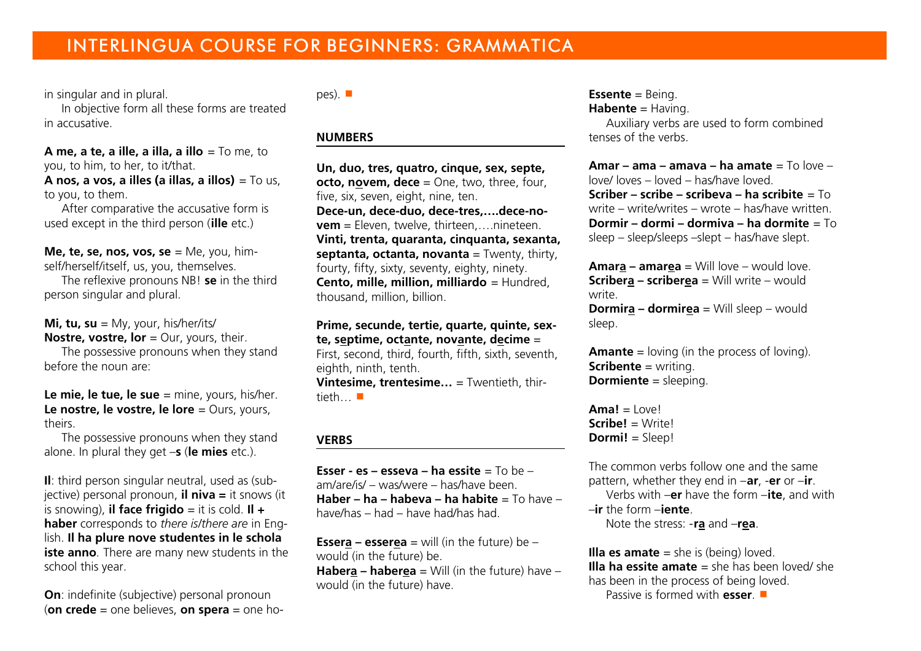in singular and in plural.

In objective form all these forms are treated in accusative.

**A me, a te, a ille, a illa, a illo** = To me, to you, to him, to her, to it/that.
**A nos, a vos, a illes (a illas, a illos)** = To us, to you, to them.

After comparative the accusative form is used except in the third person (**ille** etc.)

**Me, te, se, nos, vos, se** = Me, you, himself/herself/itself, us, you, themselves.

The reflexive pronouns NB! **se** in the third person singular and plural.

**Mi, tu, su** = My, your, his/her/its/
**Nostre, vostre, lor** = Our, yours, their.

The possessive pronouns when they stand before the noun are:

**Le mie, le tue, le sue** = mine, yours, his/her.
**Le nostre, le vostre, le lore** = Ours, yours, theirs.

The possessive pronouns when they stand alone. In plural they get –**s** (**le mies** etc.).

**Il**: third person singular neutral, used as (subjective) personal pronoun, **il niva =** it snows (it is snowing), **il face frigido** = it is cold. **Il + haber** corresponds to *there is/there are* in English. **Il ha plure nove studentes in le schola iste anno**. There are many new students in the school this year.

**On**: indefinite (subjective) personal pronoun (**on crede** = one believes, **on spera** = one hopes). ■

## NUMBERS

**Un, duo, tres, quatro, cinque, sex, septe, octo, novem, dece** = One, two, three, four, five, six, seven, eight, nine, ten.
**Dece-un, dece-duo, dece-tres,….dece-novem** = Eleven, twelve, thirteen,….nineteen.
**Vinti, trenta, quaranta, cinquanta, sexanta, septanta, octanta, novanta** = Twenty, thirty, fourty, fifty, sixty, seventy, eighty, ninety.
**Cento, mille, million, milliardo** = Hundred, thousand, million, billion.

**Prime, secunde, tertie, quarte, quinte, sexte, septime, octante, novante, decime** = First, second, third, fourth, fifth, sixth, seventh, eighth, ninth, tenth.
**Vintesime, trentesime…** = Twentieth, thirtieth… ■

## VERBS

**Esser - es – esseva – ha essite** = To be – am/are/is/ – was/were – has/have been.
**Haber – ha – habeva – ha habite** = To have – have/has – had – have had/has had.

**Essera – esserea** = will (in the future) be – would (in the future) be.
**Habera – haberea** = Will (in the future) have – would (in the future) have.

**Essente** = Being.
**Habente** = Having.

Auxiliary verbs are used to form combined tenses of the verbs.

**Amar – ama – amava – ha amate** = To love – love/ loves – loved – has/have loved.
**Scriber – scribe – scribeva – ha scribite** = To write – write/writes – wrote – has/have written.
**Dormir – dormi – dormiva – ha dormite** = To sleep – sleep/sleeps –slept – has/have slept.

**Amara – amarea** = Will love – would love.
**Scribera – scriberea** = Will write – would write.
**Dormira – dormirea** = Will sleep – would sleep.

**Amante** = loving (in the process of loving).
**Scribente** = writing.
**Dormiente** = sleeping.

**Ama!** = Love!
**Scribe!** = Write!
**Dormi!** = Sleep!

The common verbs follow one and the same pattern, whether they end in –**ar**, -**er** or –**ir**.

Verbs with –**er** have the form –**ite**, and with –**ir** the form –**iente**.

Note the stress: -**ra** and –**rea**.

**Illa es amate** = she is (being) loved.
**Illa ha essite amate** = she has been loved/ she has been in the process of being loved.

Passive is formed with **esser**. ■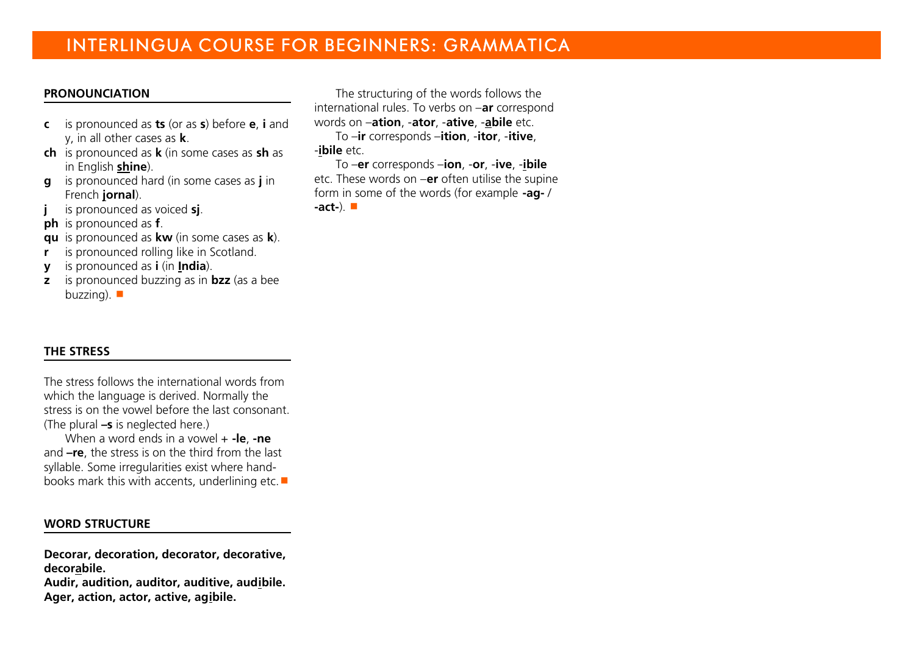# INTERLINGUA COURSE FOR BEGINNERS: GRAMMATICA

## PRONOUNCIATION

- **c** is pronounced as **ts** (or as **s**) before **e**, **i** and y, in all other cases as **k**.
- **ch** is pronounced as **k** (in some cases as **sh** as in English **shine**).
- **g** is pronounced hard (in some cases as **j** in French **jornal**).
- **j** is pronounced as voiced **sj**.
- **ph** is pronounced as **f**.
- **qu** is pronounced as **kw** (in some cases as **k**).
- **r** is pronounced rolling like in Scotland.
- **y** is pronounced as **i** (in **India**).
- **z** is pronounced buzzing as in **bzz** (as a bee buzzing). ■

## THE STRESS

The stress follows the international words from which the language is derived. Normally the stress is on the vowel before the last consonant. (The plural **–s** is neglected here.)

When a word ends in a vowel + **-le**, **-ne** and **–re**, the stress is on the third from the last syllable. Some irregularities exist where hand-books mark this with accents, underlining etc. ■

## WORD STRUCTURE

**Decorar, decoration, decorator, decorative, decorabile.**
**Audir, audition, auditor, auditive, audibile.**
**Ager, action, actor, active, agibile.**

The structuring of the words follows the international rules. To verbs on –**ar** correspond words on –**ation**, -**ator**, -**ative**, -**abile** etc.

To –**ir** corresponds –**ition**, -**itor**, -**itive**, -**ibile** etc.

To –**er** corresponds –**ion**, -**or**, -**ive**, -**ibile** etc. These words on –**er** often utilise the supine form in some of the words (for example **-ag-** / **-act-**). ■